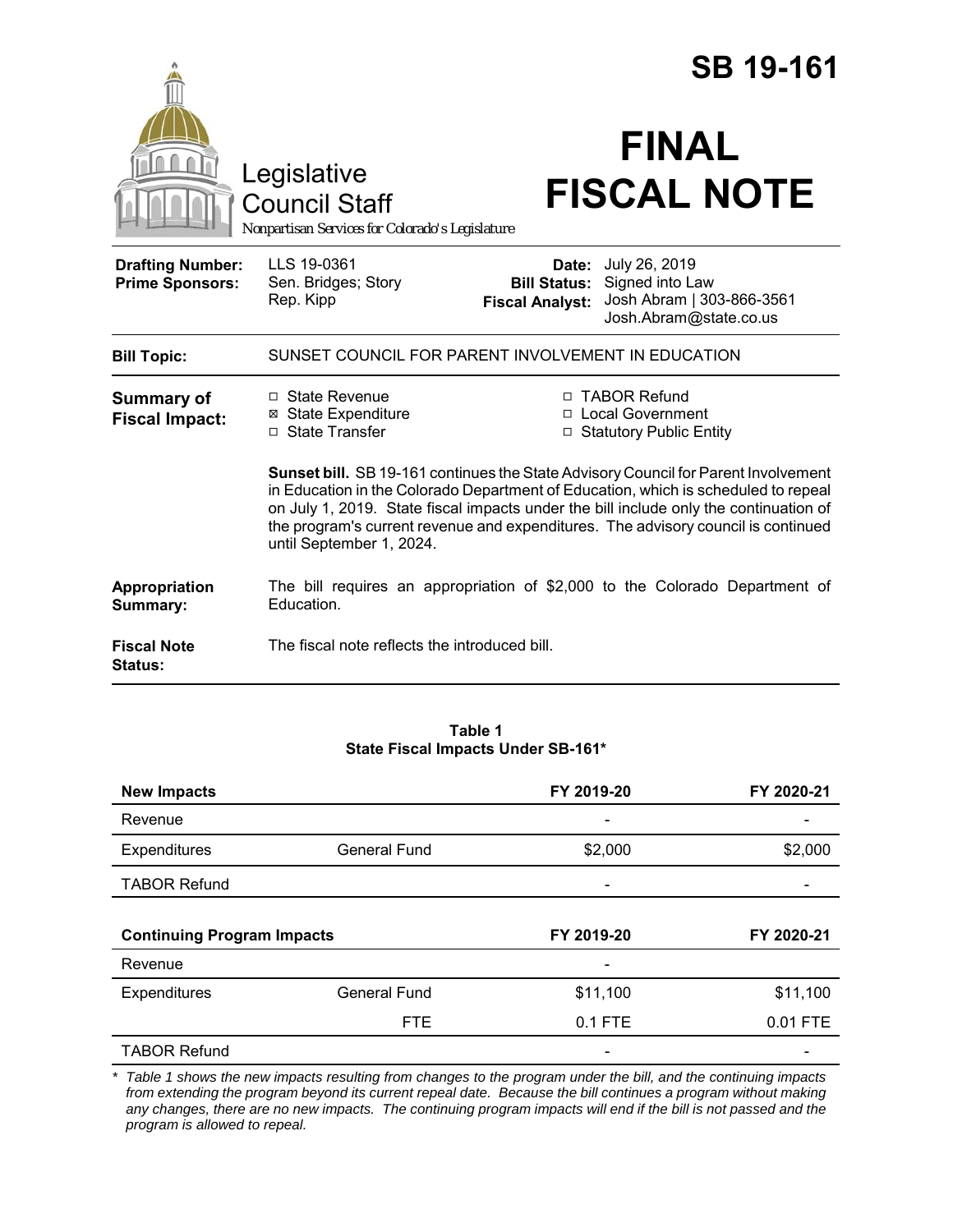# SB 19-161

Legislative Council Staff
*Nonpartisan Services for Colorado's Legislature*

# FINAL FISCAL NOTE

| | | | |
|---|---|---|---|
| **Drafting Number:** | LLS 19-0361 | **Date:** | July 26, 2019 |
| **Prime Sponsors:** | Sen. Bridges; Story<br>Rep. Kipp | **Bill Status:** | Signed into Law |
| | | **Fiscal Analyst:** | Josh Abram \| 303-866-3561<br>Josh.Abram@state.co.us |

| | |
|---|---|
| **Bill Topic:** | SUNSET COUNCIL FOR PARENT INVOLVEMENT IN EDUCATION |

**Summary of Fiscal Impact:**

- ☐ State Revenue
- ☒ State Expenditure
- ☐ State Transfer
- ☐ TABOR Refund
- ☐ Local Government
- ☐ Statutory Public Entity

**Sunset bill.** SB 19-161 continues the State Advisory Council for Parent Involvement in Education in the Colorado Department of Education, which is scheduled to repeal on July 1, 2019. State fiscal impacts under the bill include only the continuation of the program's current revenue and expenditures. The advisory council is continued until September 1, 2024.

**Appropriation Summary:** The bill requires an appropriation of $2,000 to the Colorado Department of Education.

**Fiscal Note Status:** The fiscal note reflects the introduced bill.

**Table 1**
**State Fiscal Impacts Under SB-161***

| **New Impacts** | | **FY 2019-20** | **FY 2020-21** |
|---|---|---|---|
| Revenue | | - | - |
| Expenditures | General Fund | $2,000 | $2,000 |
| TABOR Refund | | - | - |
| **Continuing Program Impacts** | | **FY 2019-20** | **FY 2020-21** |
| Revenue | | - | |
| Expenditures | General Fund | $11,100 | $11,100 |
| | FTE | 0.1 FTE | 0.01 FTE |
| TABOR Refund | | - | - |

\* *Table 1 shows the new impacts resulting from changes to the program under the bill, and the continuing impacts from extending the program beyond its current repeal date. Because the bill continues a program without making any changes, there are no new impacts. The continuing program impacts will end if the bill is not passed and the program is allowed to repeal.*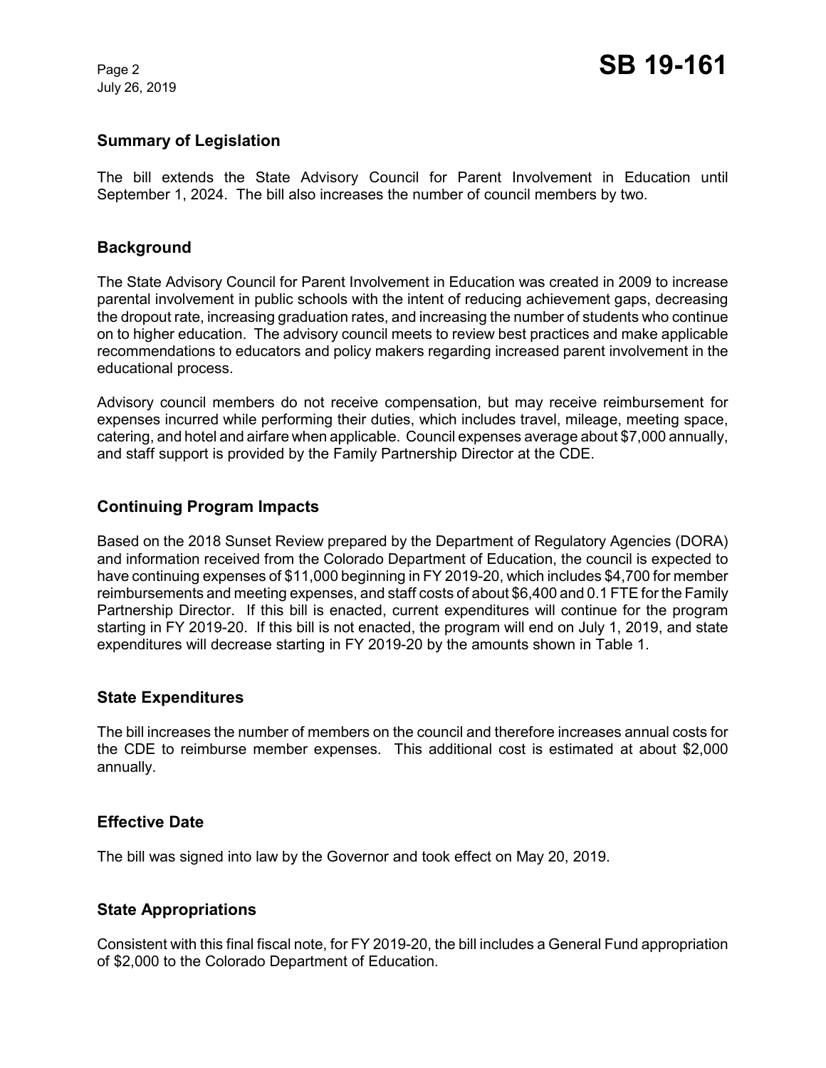## Summary of Legislation

The bill extends the State Advisory Council for Parent Involvement in Education until September 1, 2024. The bill also increases the number of council members by two.

## Background

The State Advisory Council for Parent Involvement in Education was created in 2009 to increase parental involvement in public schools with the intent of reducing achievement gaps, decreasing the dropout rate, increasing graduation rates, and increasing the number of students who continue on to higher education. The advisory council meets to review best practices and make applicable recommendations to educators and policy makers regarding increased parent involvement in the educational process.

Advisory council members do not receive compensation, but may receive reimbursement for expenses incurred while performing their duties, which includes travel, mileage, meeting space, catering, and hotel and airfare when applicable. Council expenses average about $7,000 annually, and staff support is provided by the Family Partnership Director at the CDE.

## Continuing Program Impacts

Based on the 2018 Sunset Review prepared by the Department of Regulatory Agencies (DORA) and information received from the Colorado Department of Education, the council is expected to have continuing expenses of $11,000 beginning in FY 2019-20, which includes $4,700 for member reimbursements and meeting expenses, and staff costs of about $6,400 and 0.1 FTE for the Family Partnership Director. If this bill is enacted, current expenditures will continue for the program starting in FY 2019-20. If this bill is not enacted, the program will end on July 1, 2019, and state expenditures will decrease starting in FY 2019-20 by the amounts shown in Table 1.

## State Expenditures

The bill increases the number of members on the council and therefore increases annual costs for the CDE to reimburse member expenses. This additional cost is estimated at about $2,000 annually.

## Effective Date

The bill was signed into law by the Governor and took effect on May 20, 2019.

## State Appropriations

Consistent with this final fiscal note, for FY 2019-20, the bill includes a General Fund appropriation of $2,000 to the Colorado Department of Education.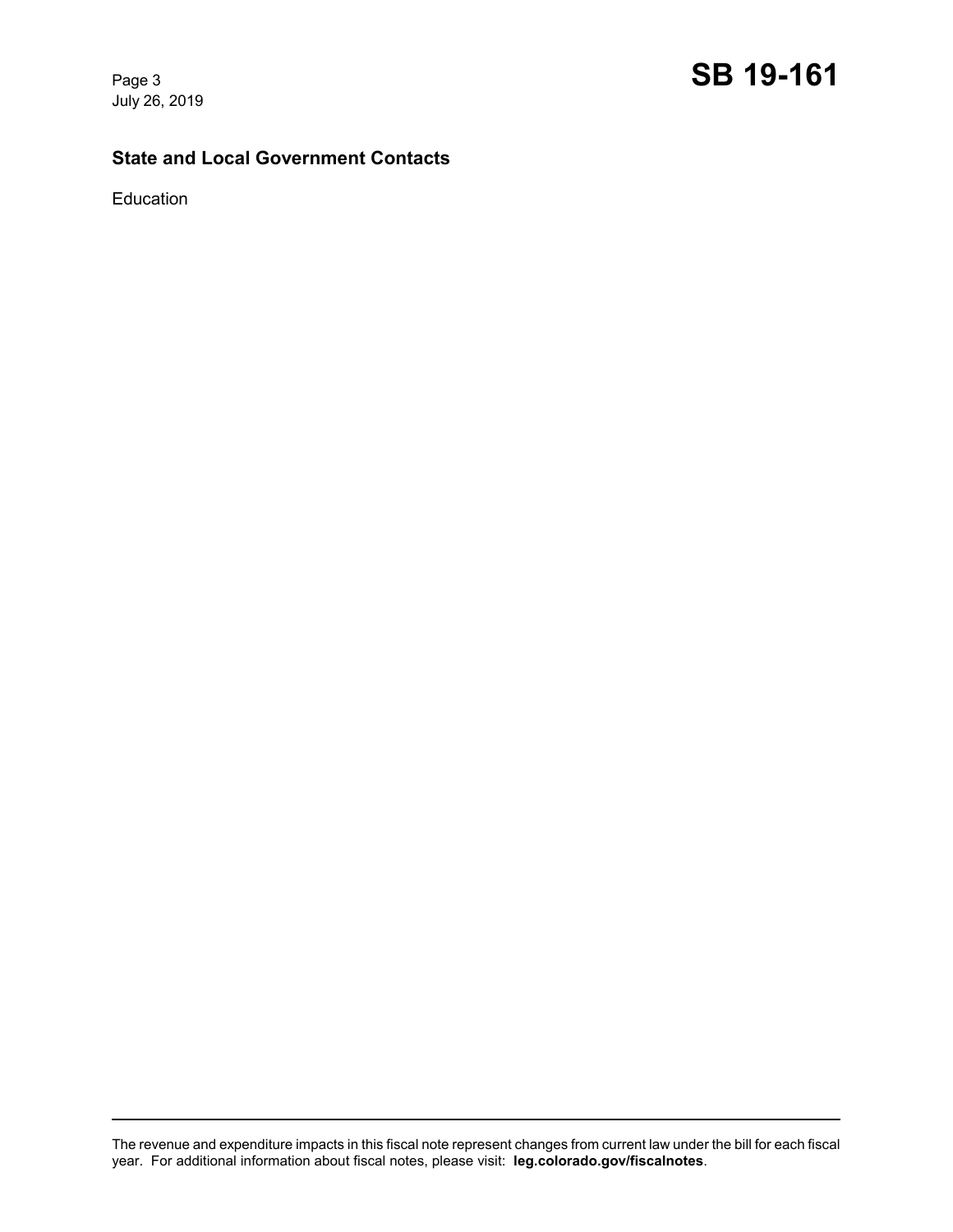## State and Local Government Contacts

Education

The revenue and expenditure impacts in this fiscal note represent changes from current law under the bill for each fiscal year. For additional information about fiscal notes, please visit: **leg.colorado.gov/fiscalnotes**.